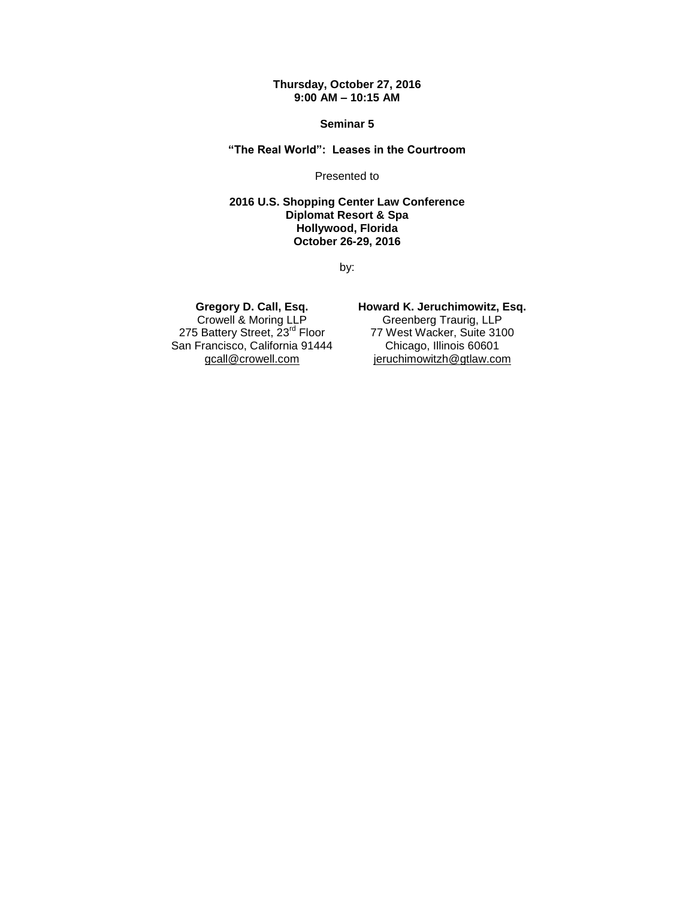**Thursday, October 27, 2016**
**9:00 AM – 10:15 AM**

**Seminar 5**

**"The Real World": Leases in the Courtroom**

Presented to

**2016 U.S. Shopping Center Law Conference**
**Diplomat Resort & Spa**
**Hollywood, Florida**
**October 26-29, 2016**

by:

**Gregory D. Call, Esq.**
Crowell & Moring LLP
275 Battery Street, 23rd Floor
San Francisco, California 91444
gcall@crowell.com

**Howard K. Jeruchimowitz, Esq.**
Greenberg Traurig, LLP
77 West Wacker, Suite 3100
Chicago, Illinois 60601
jeruchimowitzh@gtlaw.com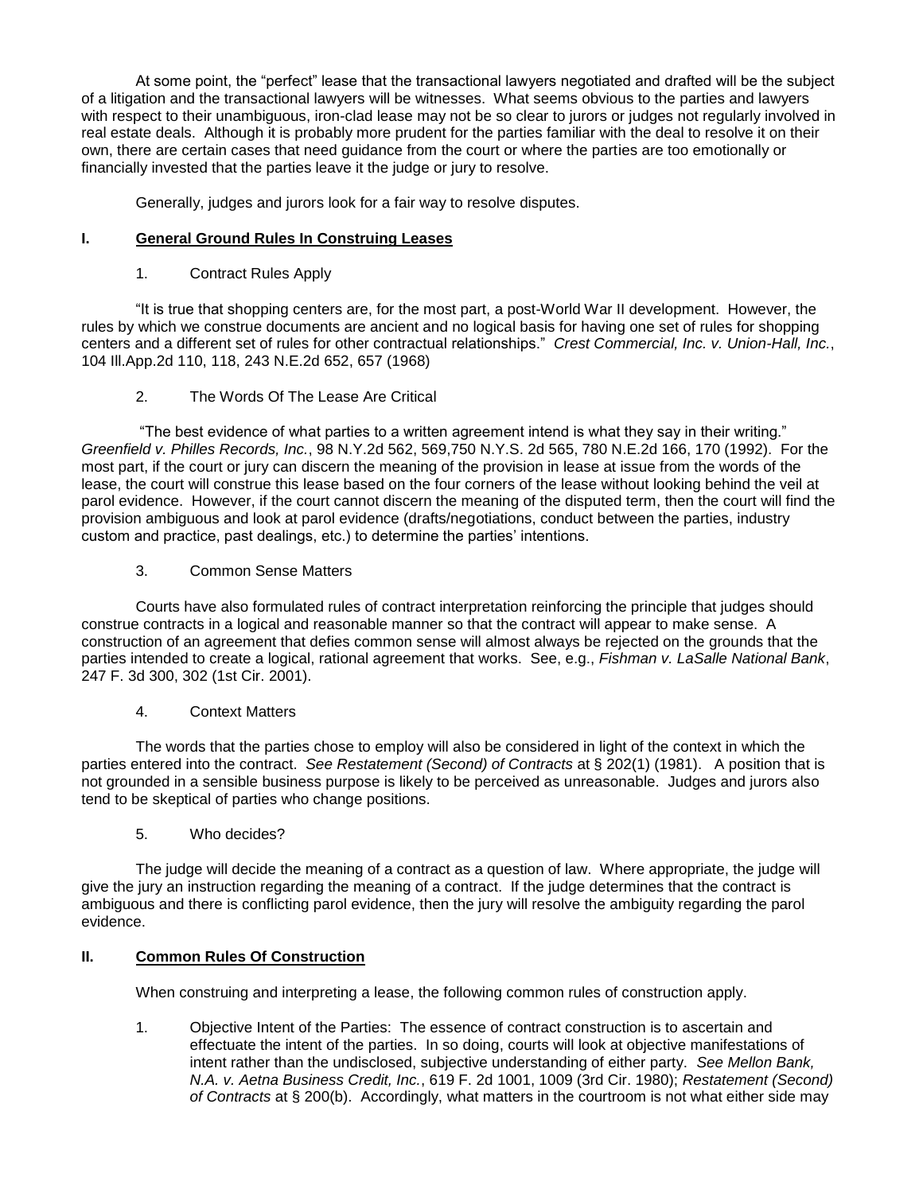At some point, the "perfect" lease that the transactional lawyers negotiated and drafted will be the subject of a litigation and the transactional lawyers will be witnesses. What seems obvious to the parties and lawyers with respect to their unambiguous, iron-clad lease may not be so clear to jurors or judges not regularly involved in real estate deals. Although it is probably more prudent for the parties familiar with the deal to resolve it on their own, there are certain cases that need guidance from the court or where the parties are too emotionally or financially invested that the parties leave it the judge or jury to resolve.

Generally, judges and jurors look for a fair way to resolve disputes.

## I. General Ground Rules In Construing Leases

### 1. Contract Rules Apply

"It is true that shopping centers are, for the most part, a post-World War II development. However, the rules by which we construe documents are ancient and no logical basis for having one set of rules for shopping centers and a different set of rules for other contractual relationships." *Crest Commercial, Inc. v. Union-Hall, Inc.*, 104 Ill.App.2d 110, 118, 243 N.E.2d 652, 657 (1968)

### 2. The Words Of The Lease Are Critical

"The best evidence of what parties to a written agreement intend is what they say in their writing." *Greenfield v. Philles Records, Inc.*, 98 N.Y.2d 562, 569,750 N.Y.S. 2d 565, 780 N.E.2d 166, 170 (1992). For the most part, if the court or jury can discern the meaning of the provision in lease at issue from the words of the lease, the court will construe this lease based on the four corners of the lease without looking behind the veil at parol evidence. However, if the court cannot discern the meaning of the disputed term, then the court will find the provision ambiguous and look at parol evidence (drafts/negotiations, conduct between the parties, industry custom and practice, past dealings, etc.) to determine the parties' intentions.

### 3. Common Sense Matters

Courts have also formulated rules of contract interpretation reinforcing the principle that judges should construe contracts in a logical and reasonable manner so that the contract will appear to make sense. A construction of an agreement that defies common sense will almost always be rejected on the grounds that the parties intended to create a logical, rational agreement that works. See, e.g., *Fishman v. LaSalle National Bank*, 247 F. 3d 300, 302 (1st Cir. 2001).

### 4. Context Matters

The words that the parties chose to employ will also be considered in light of the context in which the parties entered into the contract. *See Restatement (Second) of Contracts* at § 202(1) (1981). A position that is not grounded in a sensible business purpose is likely to be perceived as unreasonable. Judges and jurors also tend to be skeptical of parties who change positions.

### 5. Who decides?

The judge will decide the meaning of a contract as a question of law. Where appropriate, the judge will give the jury an instruction regarding the meaning of a contract. If the judge determines that the contract is ambiguous and there is conflicting parol evidence, then the jury will resolve the ambiguity regarding the parol evidence.

## II. Common Rules Of Construction

When construing and interpreting a lease, the following common rules of construction apply.

1. Objective Intent of the Parties: The essence of contract construction is to ascertain and effectuate the intent of the parties. In so doing, courts will look at objective manifestations of intent rather than the undisclosed, subjective understanding of either party. *See Mellon Bank, N.A. v. Aetna Business Credit, Inc.*, 619 F. 2d 1001, 1009 (3rd Cir. 1980); *Restatement (Second) of Contracts* at § 200(b). Accordingly, what matters in the courtroom is not what either side may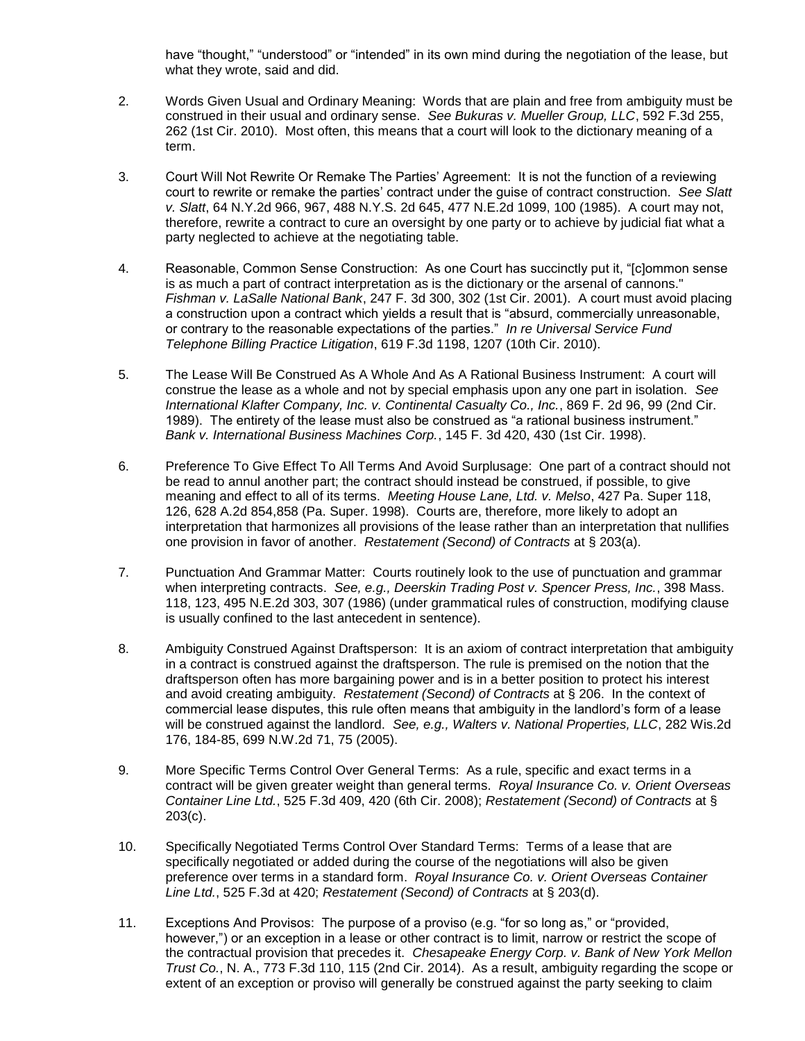have "thought," "understood" or "intended" in its own mind during the negotiation of the lease, but what they wrote, said and did.

2. Words Given Usual and Ordinary Meaning: Words that are plain and free from ambiguity must be construed in their usual and ordinary sense. *See Bukuras v. Mueller Group, LLC*, 592 F.3d 255, 262 (1st Cir. 2010). Most often, this means that a court will look to the dictionary meaning of a term.

3. Court Will Not Rewrite Or Remake The Parties' Agreement: It is not the function of a reviewing court to rewrite or remake the parties' contract under the guise of contract construction. *See Slatt v. Slatt*, 64 N.Y.2d 966, 967, 488 N.Y.S. 2d 645, 477 N.E.2d 1099, 100 (1985). A court may not, therefore, rewrite a contract to cure an oversight by one party or to achieve by judicial fiat what a party neglected to achieve at the negotiating table.

4. Reasonable, Common Sense Construction: As one Court has succinctly put it, "[c]ommon sense is as much a part of contract interpretation as is the dictionary or the arsenal of cannons." *Fishman v. LaSalle National Bank*, 247 F. 3d 300, 302 (1st Cir. 2001). A court must avoid placing a construction upon a contract which yields a result that is "absurd, commercially unreasonable, or contrary to the reasonable expectations of the parties." *In re Universal Service Fund Telephone Billing Practice Litigation*, 619 F.3d 1198, 1207 (10th Cir. 2010).

5. The Lease Will Be Construed As A Whole And As A Rational Business Instrument: A court will construe the lease as a whole and not by special emphasis upon any one part in isolation. *See International Klafter Company, Inc. v. Continental Casualty Co., Inc.*, 869 F. 2d 96, 99 (2nd Cir. 1989). The entirety of the lease must also be construed as "a rational business instrument." *Bank v. International Business Machines Corp.*, 145 F. 3d 420, 430 (1st Cir. 1998).

6. Preference To Give Effect To All Terms And Avoid Surplusage: One part of a contract should not be read to annul another part; the contract should instead be construed, if possible, to give meaning and effect to all of its terms. *Meeting House Lane, Ltd. v. Melso*, 427 Pa. Super 118, 126, 628 A.2d 854,858 (Pa. Super. 1998). Courts are, therefore, more likely to adopt an interpretation that harmonizes all provisions of the lease rather than an interpretation that nullifies one provision in favor of another. *Restatement (Second) of Contracts* at § 203(a).

7. Punctuation And Grammar Matter: Courts routinely look to the use of punctuation and grammar when interpreting contracts. *See, e.g., Deerskin Trading Post v. Spencer Press, Inc.*, 398 Mass. 118, 123, 495 N.E.2d 303, 307 (1986) (under grammatical rules of construction, modifying clause is usually confined to the last antecedent in sentence).

8. Ambiguity Construed Against Draftsperson: It is an axiom of contract interpretation that ambiguity in a contract is construed against the draftsperson. The rule is premised on the notion that the draftsperson often has more bargaining power and is in a better position to protect his interest and avoid creating ambiguity. *Restatement (Second) of Contracts* at § 206. In the context of commercial lease disputes, this rule often means that ambiguity in the landlord's form of a lease will be construed against the landlord. *See, e.g., Walters v. National Properties, LLC*, 282 Wis.2d 176, 184-85, 699 N.W.2d 71, 75 (2005).

9. More Specific Terms Control Over General Terms: As a rule, specific and exact terms in a contract will be given greater weight than general terms. *Royal Insurance Co. v. Orient Overseas Container Line Ltd.*, 525 F.3d 409, 420 (6th Cir. 2008); *Restatement (Second) of Contracts* at § 203(c).

10. Specifically Negotiated Terms Control Over Standard Terms: Terms of a lease that are specifically negotiated or added during the course of the negotiations will also be given preference over terms in a standard form. *Royal Insurance Co. v. Orient Overseas Container Line Ltd.*, 525 F.3d at 420; *Restatement (Second) of Contracts* at § 203(d).

11. Exceptions And Provisos: The purpose of a proviso (e.g. "for so long as," or "provided, however,") or an exception in a lease or other contract is to limit, narrow or restrict the scope of the contractual provision that precedes it. *Chesapeake Energy Corp. v. Bank of New York Mellon Trust Co.*, N. A., 773 F.3d 110, 115 (2nd Cir. 2014). As a result, ambiguity regarding the scope or extent of an exception or proviso will generally be construed against the party seeking to claim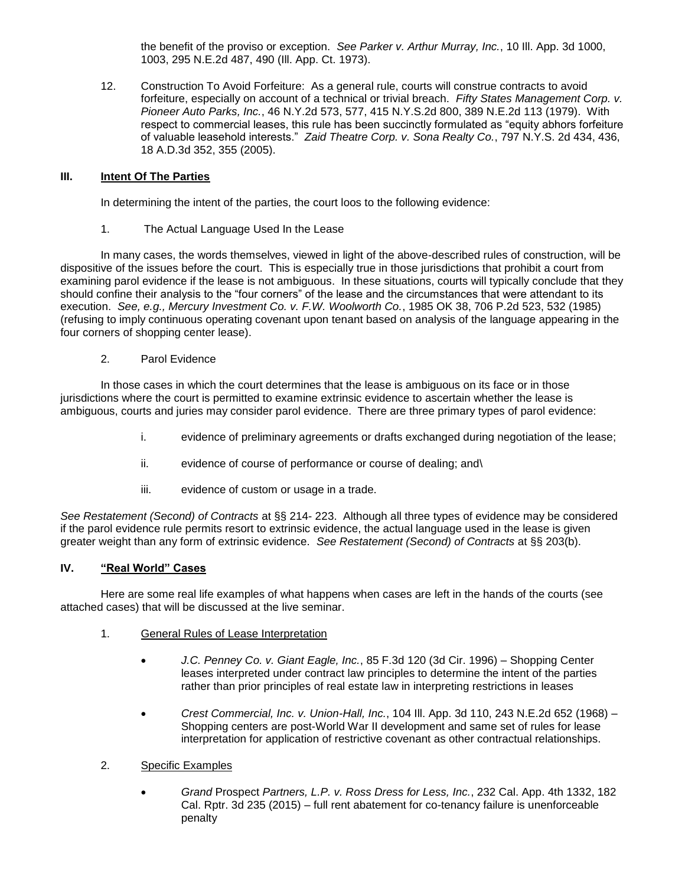the benefit of the proviso or exception. *See Parker v. Arthur Murray, Inc.*, 10 Ill. App. 3d 1000, 1003, 295 N.E.2d 487, 490 (Ill. App. Ct. 1973).

12. Construction To Avoid Forfeiture: As a general rule, courts will construe contracts to avoid forfeiture, especially on account of a technical or trivial breach. *Fifty States Management Corp. v. Pioneer Auto Parks, Inc.*, 46 N.Y.2d 573, 577, 415 N.Y.S.2d 800, 389 N.E.2d 113 (1979). With respect to commercial leases, this rule has been succinctly formulated as "equity abhors forfeiture of valuable leasehold interests." *Zaid Theatre Corp. v. Sona Realty Co.*, 797 N.Y.S. 2d 434, 436, 18 A.D.3d 352, 355 (2005).

## III. Intent Of The Parties

In determining the intent of the parties, the court loos to the following evidence:

1. The Actual Language Used In the Lease

In many cases, the words themselves, viewed in light of the above-described rules of construction, will be dispositive of the issues before the court. This is especially true in those jurisdictions that prohibit a court from examining parol evidence if the lease is not ambiguous. In these situations, courts will typically conclude that they should confine their analysis to the "four corners" of the lease and the circumstances that were attendant to its execution. *See, e.g., Mercury Investment Co. v. F.W. Woolworth Co.*, 1985 OK 38, 706 P.2d 523, 532 (1985) (refusing to imply continuous operating covenant upon tenant based on analysis of the language appearing in the four corners of shopping center lease).

2. Parol Evidence

In those cases in which the court determines that the lease is ambiguous on its face or in those jurisdictions where the court is permitted to examine extrinsic evidence to ascertain whether the lease is ambiguous, courts and juries may consider parol evidence. There are three primary types of parol evidence:

i. evidence of preliminary agreements or drafts exchanged during negotiation of the lease;

ii. evidence of course of performance or course of dealing; and\

iii. evidence of custom or usage in a trade.

*See Restatement (Second) of Contracts* at §§ 214- 223. Although all three types of evidence may be considered if the parol evidence rule permits resort to extrinsic evidence, the actual language used in the lease is given greater weight than any form of extrinsic evidence. *See Restatement (Second) of Contracts* at §§ 203(b).

## IV. "Real World" Cases

Here are some real life examples of what happens when cases are left in the hands of the courts (see attached cases) that will be discussed at the live seminar.

1. General Rules of Lease Interpretation

- *J.C. Penney Co. v. Giant Eagle, Inc.*, 85 F.3d 120 (3d Cir. 1996) – Shopping Center leases interpreted under contract law principles to determine the intent of the parties rather than prior principles of real estate law in interpreting restrictions in leases

- *Crest Commercial, Inc. v. Union-Hall, Inc.*, 104 Ill. App. 3d 110, 243 N.E.2d 652 (1968) – Shopping centers are post-World War II development and same set of rules for lease interpretation for application of restrictive covenant as other contractual relationships.

2. Specific Examples

- *Grand* Prospect *Partners, L.P. v. Ross Dress for Less, Inc.*, 232 Cal. App. 4th 1332, 182 Cal. Rptr. 3d 235 (2015) – full rent abatement for co-tenancy failure is unenforceable penalty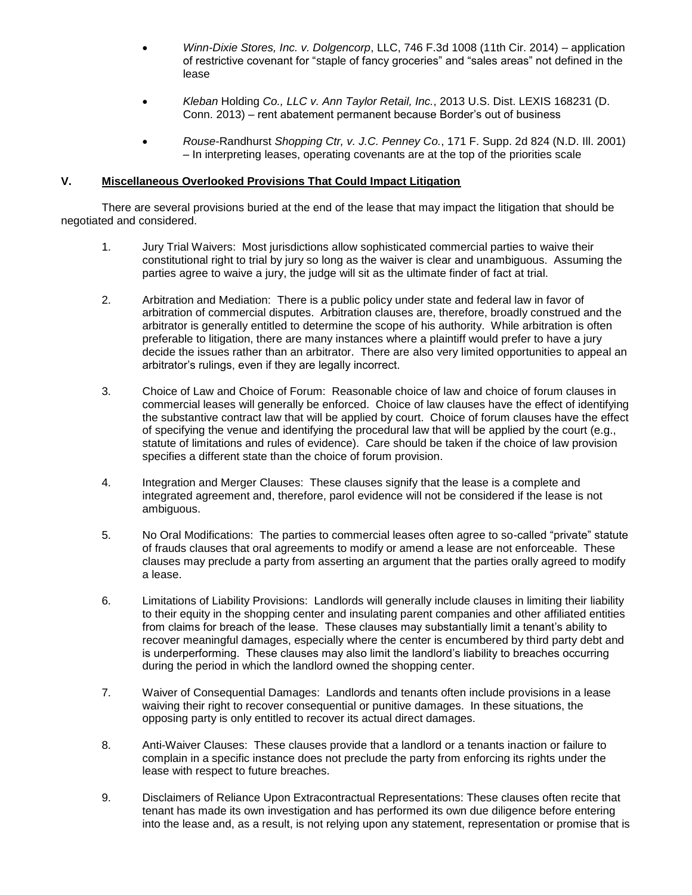- *Winn-Dixie Stores, Inc. v. Dolgencorp*, LLC, 746 F.3d 1008 (11th Cir. 2014) – application of restrictive covenant for "staple of fancy groceries" and "sales areas" not defined in the lease

- *Kleban* Holding *Co., LLC v. Ann Taylor Retail, Inc.*, 2013 U.S. Dist. LEXIS 168231 (D. Conn. 2013) – rent abatement permanent because Border's out of business

- *Rouse*-Randhurst *Shopping Ctr, v. J.C. Penney Co.*, 171 F. Supp. 2d 824 (N.D. Ill. 2001) – In interpreting leases, operating covenants are at the top of the priorities scale

## V. Miscellaneous Overlooked Provisions That Could Impact Litigation

There are several provisions buried at the end of the lease that may impact the litigation that should be negotiated and considered.

1. Jury Trial Waivers: Most jurisdictions allow sophisticated commercial parties to waive their constitutional right to trial by jury so long as the waiver is clear and unambiguous. Assuming the parties agree to waive a jury, the judge will sit as the ultimate finder of fact at trial.

2. Arbitration and Mediation: There is a public policy under state and federal law in favor of arbitration of commercial disputes. Arbitration clauses are, therefore, broadly construed and the arbitrator is generally entitled to determine the scope of his authority. While arbitration is often preferable to litigation, there are many instances where a plaintiff would prefer to have a jury decide the issues rather than an arbitrator. There are also very limited opportunities to appeal an arbitrator's rulings, even if they are legally incorrect.

3. Choice of Law and Choice of Forum: Reasonable choice of law and choice of forum clauses in commercial leases will generally be enforced. Choice of law clauses have the effect of identifying the substantive contract law that will be applied by court. Choice of forum clauses have the effect of specifying the venue and identifying the procedural law that will be applied by the court (e.g., statute of limitations and rules of evidence). Care should be taken if the choice of law provision specifies a different state than the choice of forum provision.

4. Integration and Merger Clauses: These clauses signify that the lease is a complete and integrated agreement and, therefore, parol evidence will not be considered if the lease is not ambiguous.

5. No Oral Modifications: The parties to commercial leases often agree to so-called "private" statute of frauds clauses that oral agreements to modify or amend a lease are not enforceable. These clauses may preclude a party from asserting an argument that the parties orally agreed to modify a lease.

6. Limitations of Liability Provisions: Landlords will generally include clauses in limiting their liability to their equity in the shopping center and insulating parent companies and other affiliated entities from claims for breach of the lease. These clauses may substantially limit a tenant's ability to recover meaningful damages, especially where the center is encumbered by third party debt and is underperforming. These clauses may also limit the landlord's liability to breaches occurring during the period in which the landlord owned the shopping center.

7. Waiver of Consequential Damages: Landlords and tenants often include provisions in a lease waiving their right to recover consequential or punitive damages. In these situations, the opposing party is only entitled to recover its actual direct damages.

8. Anti-Waiver Clauses: These clauses provide that a landlord or a tenants inaction or failure to complain in a specific instance does not preclude the party from enforcing its rights under the lease with respect to future breaches.

9. Disclaimers of Reliance Upon Extracontractual Representations: These clauses often recite that tenant has made its own investigation and has performed its own due diligence before entering into the lease and, as a result, is not relying upon any statement, representation or promise that is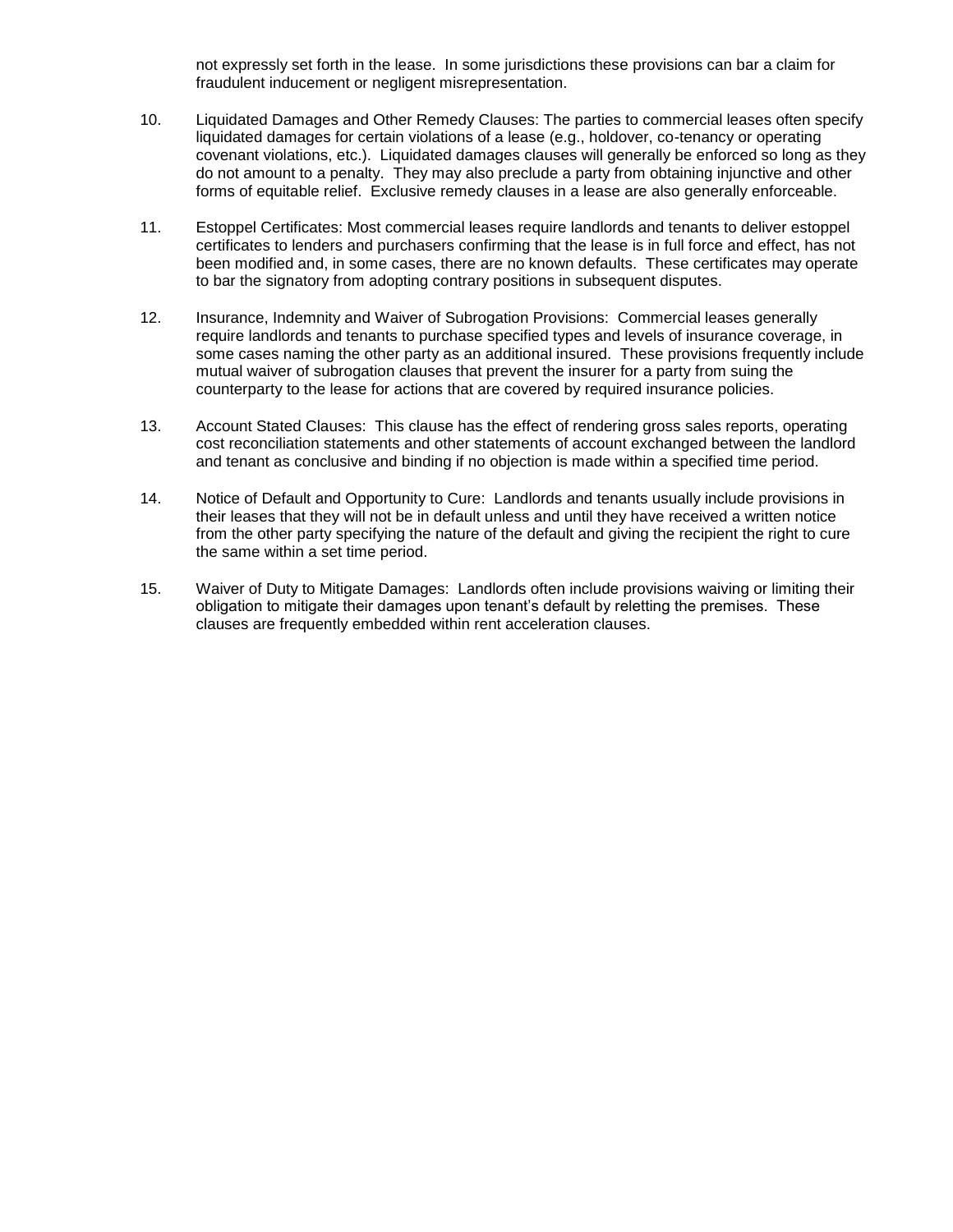not expressly set forth in the lease. In some jurisdictions these provisions can bar a claim for fraudulent inducement or negligent misrepresentation.

10. Liquidated Damages and Other Remedy Clauses: The parties to commercial leases often specify liquidated damages for certain violations of a lease (e.g., holdover, co-tenancy or operating covenant violations, etc.). Liquidated damages clauses will generally be enforced so long as they do not amount to a penalty. They may also preclude a party from obtaining injunctive and other forms of equitable relief. Exclusive remedy clauses in a lease are also generally enforceable.

11. Estoppel Certificates: Most commercial leases require landlords and tenants to deliver estoppel certificates to lenders and purchasers confirming that the lease is in full force and effect, has not been modified and, in some cases, there are no known defaults. These certificates may operate to bar the signatory from adopting contrary positions in subsequent disputes.

12. Insurance, Indemnity and Waiver of Subrogation Provisions: Commercial leases generally require landlords and tenants to purchase specified types and levels of insurance coverage, in some cases naming the other party as an additional insured. These provisions frequently include mutual waiver of subrogation clauses that prevent the insurer for a party from suing the counterparty to the lease for actions that are covered by required insurance policies.

13. Account Stated Clauses: This clause has the effect of rendering gross sales reports, operating cost reconciliation statements and other statements of account exchanged between the landlord and tenant as conclusive and binding if no objection is made within a specified time period.

14. Notice of Default and Opportunity to Cure: Landlords and tenants usually include provisions in their leases that they will not be in default unless and until they have received a written notice from the other party specifying the nature of the default and giving the recipient the right to cure the same within a set time period.

15. Waiver of Duty to Mitigate Damages: Landlords often include provisions waiving or limiting their obligation to mitigate their damages upon tenant's default by reletting the premises. These clauses are frequently embedded within rent acceleration clauses.